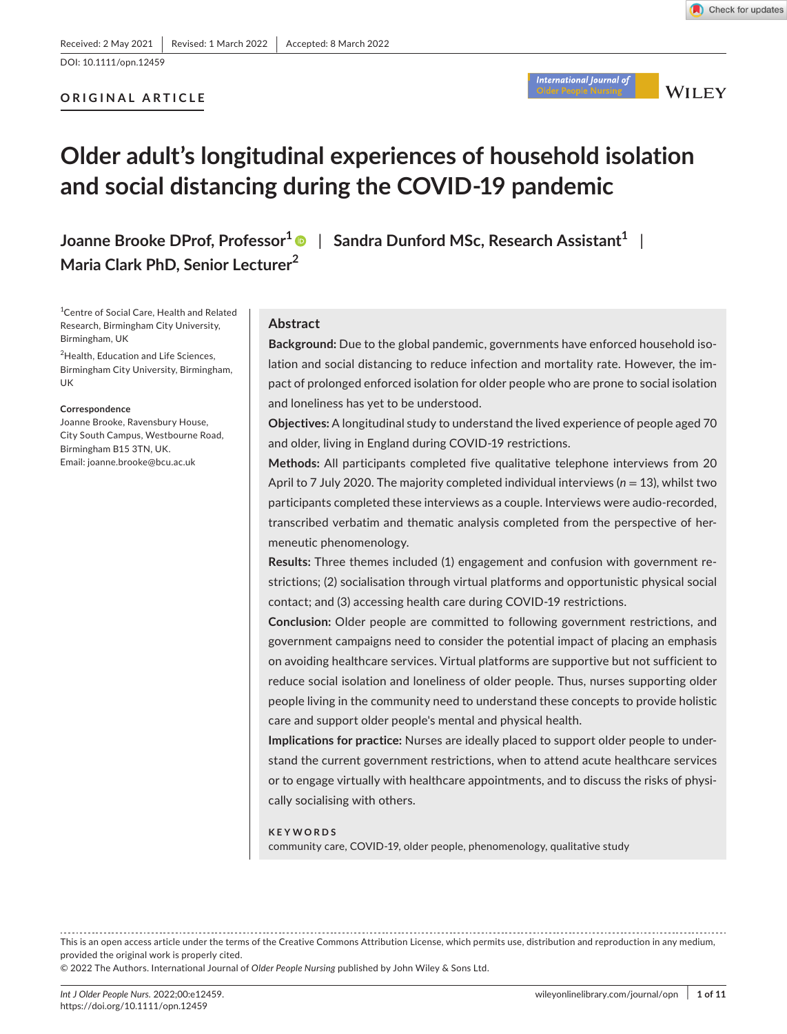Received: 2 May 2021 | Revised: 1 March 2022 | Accepted: 8 March 2022

DOI: 10.1111/opn.12459

**ORIGINAL ARTICLE**

# Older adult's longitudinal experiences of household isolation and social distancing during the COVID-19 pandemic

**Joanne Brooke DProf, Professor**[1] | **Sandra Dunford MSc, Research Assistant**[1] | **Maria Clark PhD, Senior Lecturer**[2]

[1]Centre of Social Care, Health and Related Research, Birmingham City University, Birmingham, UK

[2]Health, Education and Life Sciences, Birmingham City University, Birmingham, UK

**Correspondence**
Joanne Brooke, Ravensbury House, City South Campus, Westbourne Road, Birmingham B15 3TN, UK.
Email: joanne.brooke@bcu.ac.uk

## Abstract

**Background:** Due to the global pandemic, governments have enforced household isolation and social distancing to reduce infection and mortality rate. However, the impact of prolonged enforced isolation for older people who are prone to social isolation and loneliness has yet to be understood.

**Objectives:** A longitudinal study to understand the lived experience of people aged 70 and older, living in England during COVID-19 restrictions.

**Methods:** All participants completed five qualitative telephone interviews from 20 April to 7 July 2020. The majority completed individual interviews ($n = 13$), whilst two participants completed these interviews as a couple. Interviews were audio-recorded, transcribed verbatim and thematic analysis completed from the perspective of hermeneutic phenomenology.

**Results:** Three themes included (1) engagement and confusion with government restrictions; (2) socialisation through virtual platforms and opportunistic physical social contact; and (3) accessing health care during COVID-19 restrictions.

**Conclusion:** Older people are committed to following government restrictions, and government campaigns need to consider the potential impact of placing an emphasis on avoiding healthcare services. Virtual platforms are supportive but not sufficient to reduce social isolation and loneliness of older people. Thus, nurses supporting older people living in the community need to understand these concepts to provide holistic care and support older people's mental and physical health.

**Implications for practice:** Nurses are ideally placed to support older people to understand the current government restrictions, when to attend acute healthcare services or to engage virtually with healthcare appointments, and to discuss the risks of physically socialising with others.

**KEYWORDS**
community care, COVID-19, older people, phenomenology, qualitative study

---

This is an open access article under the terms of the Creative Commons Attribution License, which permits use, distribution and reproduction in any medium, provided the original work is properly cited.
© 2022 The Authors. International Journal of *Older People Nursing* published by John Wiley & Sons Ltd.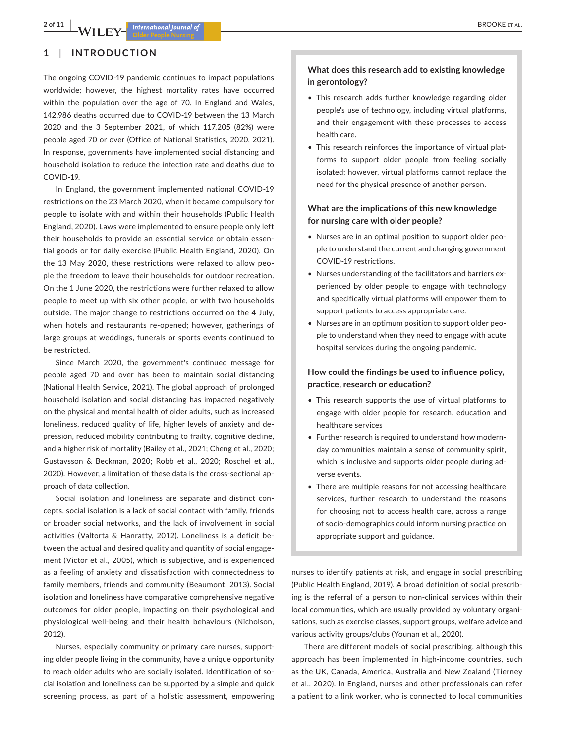# 1 | INTRODUCTION

The ongoing COVID-19 pandemic continues to impact populations worldwide; however, the highest mortality rates have occurred within the population over the age of 70. In England and Wales, 142,986 deaths occurred due to COVID-19 between the 13 March 2020 and the 3 September 2021, of which 117,205 (82%) were people aged 70 or over (Office of National Statistics, 2020, 2021). In response, governments have implemented social distancing and household isolation to reduce the infection rate and deaths due to COVID-19.

In England, the government implemented national COVID-19 restrictions on the 23 March 2020, when it became compulsory for people to isolate with and within their households (Public Health England, 2020). Laws were implemented to ensure people only left their households to provide an essential service or obtain essential goods or for daily exercise (Public Health England, 2020). On the 13 May 2020, these restrictions were relaxed to allow people the freedom to leave their households for outdoor recreation. On the 1 June 2020, the restrictions were further relaxed to allow people to meet up with six other people, or with two households outside. The major change to restrictions occurred on the 4 July, when hotels and restaurants re-opened; however, gatherings of large groups at weddings, funerals or sports events continued to be restricted.

Since March 2020, the government's continued message for people aged 70 and over has been to maintain social distancing (National Health Service, 2021). The global approach of prolonged household isolation and social distancing has impacted negatively on the physical and mental health of older adults, such as increased loneliness, reduced quality of life, higher levels of anxiety and depression, reduced mobility contributing to frailty, cognitive decline, and a higher risk of mortality (Bailey et al., 2021; Cheng et al., 2020; Gustavsson & Beckman, 2020; Robb et al., 2020; Roschel et al., 2020). However, a limitation of these data is the cross-sectional approach of data collection.

Social isolation and loneliness are separate and distinct concepts, social isolation is a lack of social contact with family, friends or broader social networks, and the lack of involvement in social activities (Valtorta & Hanratty, 2012). Loneliness is a deficit between the actual and desired quality and quantity of social engagement (Victor et al., 2005), which is subjective, and is experienced as a feeling of anxiety and dissatisfaction with connectedness to family members, friends and community (Beaumont, 2013). Social isolation and loneliness have comparative comprehensive negative outcomes for older people, impacting on their psychological and physiological well-being and their health behaviours (Nicholson, 2012).

Nurses, especially community or primary care nurses, supporting older people living in the community, have a unique opportunity to reach older adults who are socially isolated. Identification of social isolation and loneliness can be supported by a simple and quick screening process, as part of a holistic assessment, empowering nurses to identify patients at risk, and engage in social prescribing (Public Health England, 2019). A broad definition of social prescribing is the referral of a person to non-clinical services within their local communities, which are usually provided by voluntary organisations, such as exercise classes, support groups, welfare advice and various activity groups/clubs (Younan et al., 2020).

There are different models of social prescribing, although this approach has been implemented in high-income countries, such as the UK, Canada, America, Australia and New Zealand (Tierney et al., 2020). In England, nurses and other professionals can refer a patient to a link worker, who is connected to local communities

---

**What does this research add to existing knowledge in gerontology?**

- This research adds further knowledge regarding older people's use of technology, including virtual platforms, and their engagement with these processes to access health care.
- This research reinforces the importance of virtual platforms to support older people from feeling socially isolated; however, virtual platforms cannot replace the need for the physical presence of another person.

**What are the implications of this new knowledge for nursing care with older people?**

- Nurses are in an optimal position to support older people to understand the current and changing government COVID-19 restrictions.
- Nurses understanding of the facilitators and barriers experienced by older people to engage with technology and specifically virtual platforms will empower them to support patients to access appropriate care.
- Nurses are in an optimum position to support older people to understand when they need to engage with acute hospital services during the ongoing pandemic.

**How could the findings be used to influence policy, practice, research or education?**

- This research supports the use of virtual platforms to engage with older people for research, education and healthcare services
- Further research is required to understand how modern-day communities maintain a sense of community spirit, which is inclusive and supports older people during adverse events.
- There are multiple reasons for not accessing healthcare services, further research to understand the reasons for choosing not to access health care, across a range of socio-demographics could inform nursing practice on appropriate support and guidance.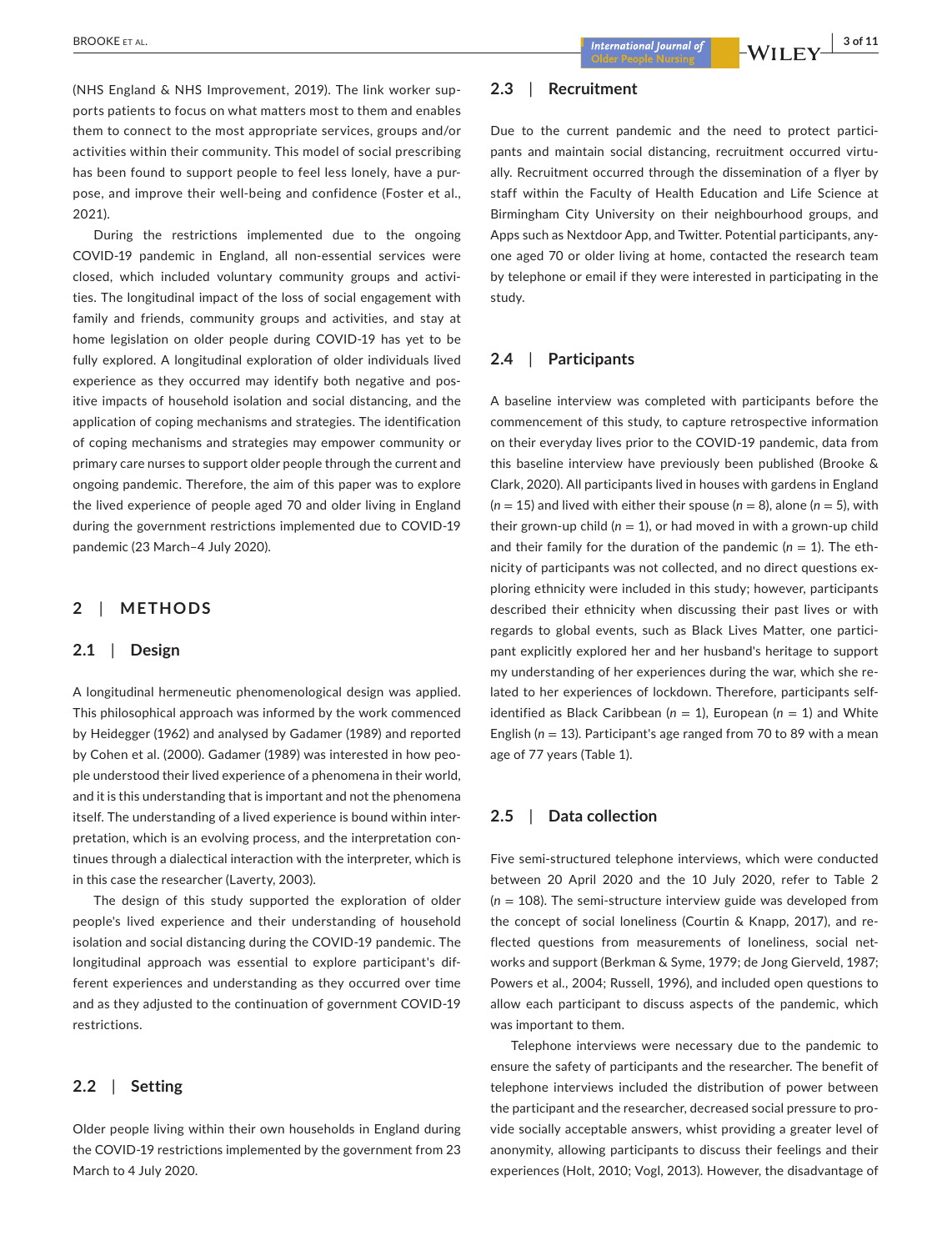(NHS England & NHS Improvement, 2019). The link worker supports patients to focus on what matters most to them and enables them to connect to the most appropriate services, groups and/or activities within their community. This model of social prescribing has been found to support people to feel less lonely, have a purpose, and improve their well-being and confidence (Foster et al., 2021).

During the restrictions implemented due to the ongoing COVID-19 pandemic in England, all non-essential services were closed, which included voluntary community groups and activities. The longitudinal impact of the loss of social engagement with family and friends, community groups and activities, and stay at home legislation on older people during COVID-19 has yet to be fully explored. A longitudinal exploration of older individuals lived experience as they occurred may identify both negative and positive impacts of household isolation and social distancing, and the application of coping mechanisms and strategies. The identification of coping mechanisms and strategies may empower community or primary care nurses to support older people through the current and ongoing pandemic. Therefore, the aim of this paper was to explore the lived experience of people aged 70 and older living in England during the government restrictions implemented due to COVID-19 pandemic (23 March–4 July 2020).

## 2 | METHODS

### 2.1 | Design

A longitudinal hermeneutic phenomenological design was applied. This philosophical approach was informed by the work commenced by Heidegger (1962) and analysed by Gadamer (1989) and reported by Cohen et al. (2000). Gadamer (1989) was interested in how people understood their lived experience of a phenomena in their world, and it is this understanding that is important and not the phenomena itself. The understanding of a lived experience is bound within interpretation, which is an evolving process, and the interpretation continues through a dialectical interaction with the interpreter, which is in this case the researcher (Laverty, 2003).

The design of this study supported the exploration of older people's lived experience and their understanding of household isolation and social distancing during the COVID-19 pandemic. The longitudinal approach was essential to explore participant's different experiences and understanding as they occurred over time and as they adjusted to the continuation of government COVID-19 restrictions.

### 2.2 | Setting

Older people living within their own households in England during the COVID-19 restrictions implemented by the government from 23 March to 4 July 2020.

### 2.3 | Recruitment

Due to the current pandemic and the need to protect participants and maintain social distancing, recruitment occurred virtually. Recruitment occurred through the dissemination of a flyer by staff within the Faculty of Health Education and Life Science at Birmingham City University on their neighbourhood groups, and Apps such as Nextdoor App, and Twitter. Potential participants, anyone aged 70 or older living at home, contacted the research team by telephone or email if they were interested in participating in the study.

### 2.4 | Participants

A baseline interview was completed with participants before the commencement of this study, to capture retrospective information on their everyday lives prior to the COVID-19 pandemic, data from this baseline interview have previously been published (Brooke & Clark, 2020). All participants lived in houses with gardens in England ($n$ = 15) and lived with either their spouse ($n$ = 8), alone ($n$ = 5), with their grown-up child ($n$ = 1), or had moved in with a grown-up child and their family for the duration of the pandemic ($n$ = 1). The ethnicity of participants was not collected, and no direct questions exploring ethnicity were included in this study; however, participants described their ethnicity when discussing their past lives or with regards to global events, such as Black Lives Matter, one participant explicitly explored her and her husband's heritage to support my understanding of her experiences during the war, which she related to her experiences of lockdown. Therefore, participants self-identified as Black Caribbean ($n$ = 1), European ($n$ = 1) and White English ($n$ = 13). Participant's age ranged from 70 to 89 with a mean age of 77 years (Table 1).

### 2.5 | Data collection

Five semi-structured telephone interviews, which were conducted between 20 April 2020 and the 10 July 2020, refer to Table 2 ($n$ = 108). The semi-structure interview guide was developed from the concept of social loneliness (Courtin & Knapp, 2017), and reflected questions from measurements of loneliness, social networks and support (Berkman & Syme, 1979; de Jong Gierveld, 1987; Powers et al., 2004; Russell, 1996), and included open questions to allow each participant to discuss aspects of the pandemic, which was important to them.

Telephone interviews were necessary due to the pandemic to ensure the safety of participants and the researcher. The benefit of telephone interviews included the distribution of power between the participant and the researcher, decreased social pressure to provide socially acceptable answers, whilst providing a greater level of anonymity, allowing participants to discuss their feelings and their experiences (Holt, 2010; Vogl, 2013). However, the disadvantage of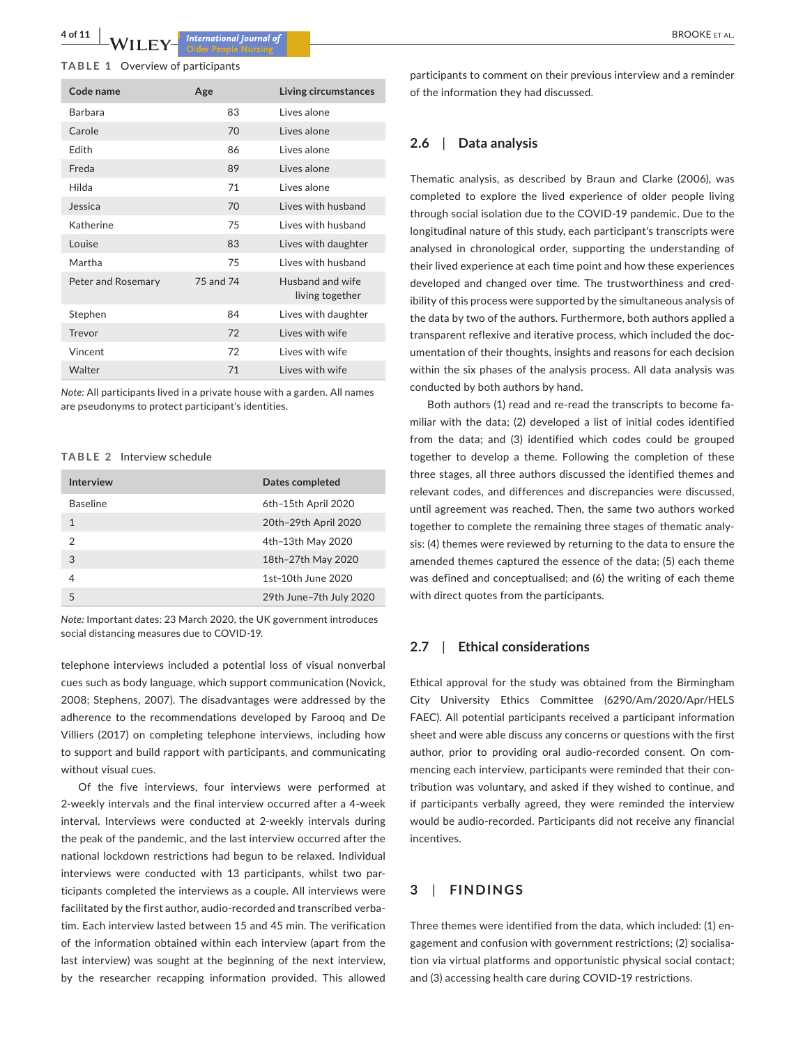**TABLE 1** Overview of participants

| Code name | Age | Living circumstances |
|---|---|---|
| Barbara | 83 | Lives alone |
| Carole | 70 | Lives alone |
| Edith | 86 | Lives alone |
| Freda | 89 | Lives alone |
| Hilda | 71 | Lives alone |
| Jessica | 70 | Lives with husband |
| Katherine | 75 | Lives with husband |
| Louise | 83 | Lives with daughter |
| Martha | 75 | Lives with husband |
| Peter and Rosemary | 75 and 74 | Husband and wife living together |
| Stephen | 84 | Lives with daughter |
| Trevor | 72 | Lives with wife |
| Vincent | 72 | Lives with wife |
| Walter | 71 | Lives with wife |

*Note:* All participants lived in a private house with a garden. All names are pseudonyms to protect participant's identities.

**TABLE 2** Interview schedule

| Interview | Dates completed |
|---|---|
| Baseline | 6th–15th April 2020 |
| 1 | 20th–29th April 2020 |
| 2 | 4th–13th May 2020 |
| 3 | 18th–27th May 2020 |
| 4 | 1st–10th June 2020 |
| 5 | 29th June–7th July 2020 |

*Note:* Important dates: 23 March 2020, the UK government introduces social distancing measures due to COVID-19.

telephone interviews included a potential loss of visual nonverbal cues such as body language, which support communication (Novick, 2008; Stephens, 2007). The disadvantages were addressed by the adherence to the recommendations developed by Farooq and De Villiers (2017) on completing telephone interviews, including how to support and build rapport with participants, and communicating without visual cues.

Of the five interviews, four interviews were performed at 2-weekly intervals and the final interview occurred after a 4-week interval. Interviews were conducted at 2-weekly intervals during the peak of the pandemic, and the last interview occurred after the national lockdown restrictions had begun to be relaxed. Individual interviews were conducted with 13 participants, whilst two participants completed the interviews as a couple. All interviews were facilitated by the first author, audio-recorded and transcribed verbatim. Each interview lasted between 15 and 45 min. The verification of the information obtained within each interview (apart from the last interview) was sought at the beginning of the next interview, by the researcher recapping information provided. This allowed participants to comment on their previous interview and a reminder of the information they had discussed.

### 2.6 | Data analysis

Thematic analysis, as described by Braun and Clarke (2006), was completed to explore the lived experience of older people living through social isolation due to the COVID-19 pandemic. Due to the longitudinal nature of this study, each participant's transcripts were analysed in chronological order, supporting the understanding of their lived experience at each time point and how these experiences developed and changed over time. The trustworthiness and credibility of this process were supported by the simultaneous analysis of the data by two of the authors. Furthermore, both authors applied a transparent reflexive and iterative process, which included the documentation of their thoughts, insights and reasons for each decision within the six phases of the analysis process. All data analysis was conducted by both authors by hand.

Both authors (1) read and re-read the transcripts to become familiar with the data; (2) developed a list of initial codes identified from the data; and (3) identified which codes could be grouped together to develop a theme. Following the completion of these three stages, all three authors discussed the identified themes and relevant codes, and differences and discrepancies were discussed, until agreement was reached. Then, the same two authors worked together to complete the remaining three stages of thematic analysis: (4) themes were reviewed by returning to the data to ensure the amended themes captured the essence of the data; (5) each theme was defined and conceptualised; and (6) the writing of each theme with direct quotes from the participants.

### 2.7 | Ethical considerations

Ethical approval for the study was obtained from the Birmingham City University Ethics Committee (6290/Am/2020/Apr/HELS FAEC). All potential participants received a participant information sheet and were able discuss any concerns or questions with the first author, prior to providing oral audio-recorded consent. On commencing each interview, participants were reminded that their contribution was voluntary, and asked if they wished to continue, and if participants verbally agreed, they were reminded the interview would be audio-recorded. Participants did not receive any financial incentives.

## 3 | FINDINGS

Three themes were identified from the data, which included: (1) engagement and confusion with government restrictions; (2) socialisation via virtual platforms and opportunistic physical social contact; and (3) accessing health care during COVID-19 restrictions.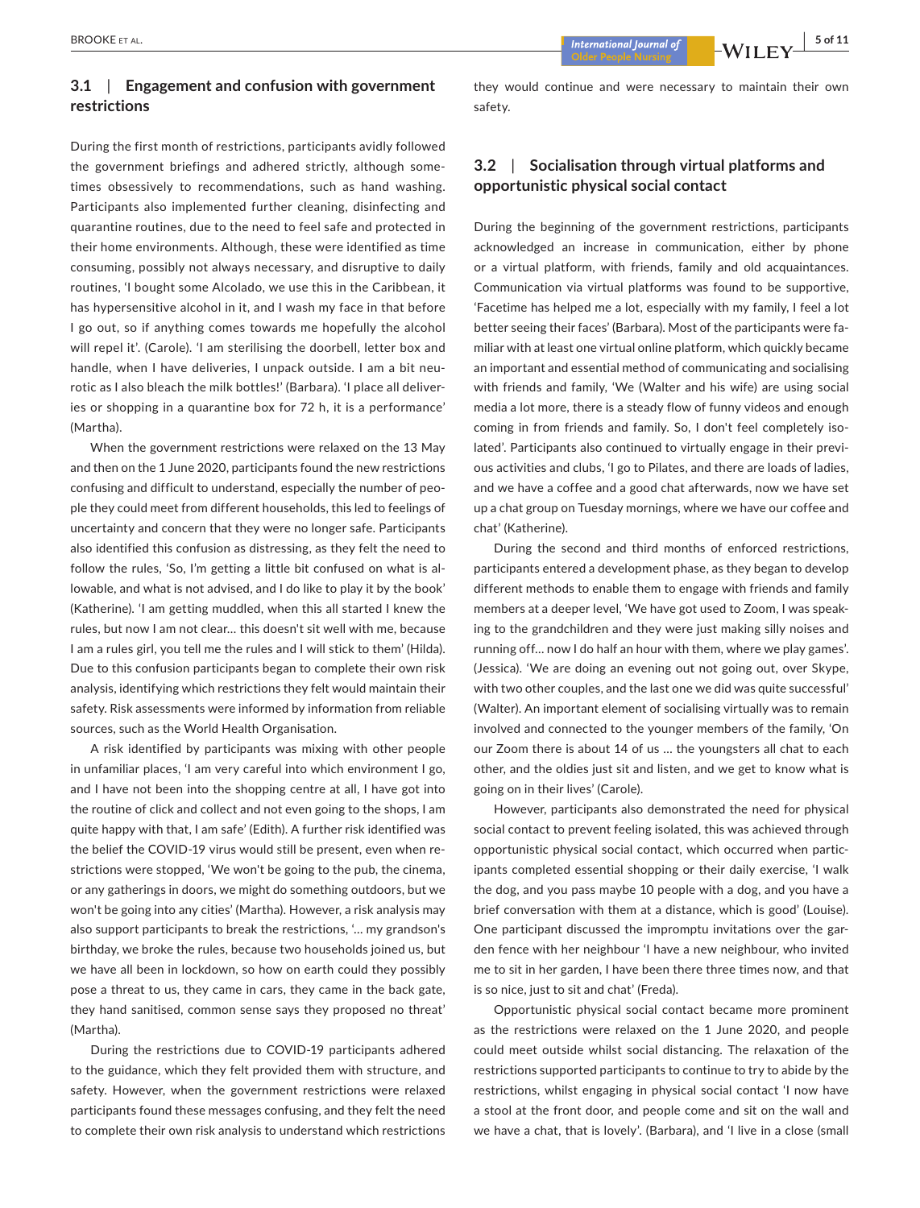### 3.1 | Engagement and confusion with government restrictions

During the first month of restrictions, participants avidly followed the government briefings and adhered strictly, although sometimes obsessively to recommendations, such as hand washing. Participants also implemented further cleaning, disinfecting and quarantine routines, due to the need to feel safe and protected in their home environments. Although, these were identified as time consuming, possibly not always necessary, and disruptive to daily routines, 'I bought some Alcolado, we use this in the Caribbean, it has hypersensitive alcohol in it, and I wash my face in that before I go out, so if anything comes towards me hopefully the alcohol will repel it'. (Carole). 'I am sterilising the doorbell, letter box and handle, when I have deliveries, I unpack outside. I am a bit neurotic as I also bleach the milk bottles!' (Barbara). 'I place all deliveries or shopping in a quarantine box for 72 h, it is a performance' (Martha).

When the government restrictions were relaxed on the 13 May and then on the 1 June 2020, participants found the new restrictions confusing and difficult to understand, especially the number of people they could meet from different households, this led to feelings of uncertainty and concern that they were no longer safe. Participants also identified this confusion as distressing, as they felt the need to follow the rules, 'So, I'm getting a little bit confused on what is allowable, and what is not advised, and I do like to play it by the book' (Katherine). 'I am getting muddled, when this all started I knew the rules, but now I am not clear… this doesn't sit well with me, because I am a rules girl, you tell me the rules and I will stick to them' (Hilda). Due to this confusion participants began to complete their own risk analysis, identifying which restrictions they felt would maintain their safety. Risk assessments were informed by information from reliable sources, such as the World Health Organisation.

A risk identified by participants was mixing with other people in unfamiliar places, 'I am very careful into which environment I go, and I have not been into the shopping centre at all, I have got into the routine of click and collect and not even going to the shops, I am quite happy with that, I am safe' (Edith). A further risk identified was the belief the COVID-19 virus would still be present, even when restrictions were stopped, 'We won't be going to the pub, the cinema, or any gatherings in doors, we might do something outdoors, but we won't be going into any cities' (Martha). However, a risk analysis may also support participants to break the restrictions, '… my grandson's birthday, we broke the rules, because two households joined us, but we have all been in lockdown, so how on earth could they possibly pose a threat to us, they came in cars, they came in the back gate, they hand sanitised, common sense says they proposed no threat' (Martha).

During the restrictions due to COVID-19 participants adhered to the guidance, which they felt provided them with structure, and safety. However, when the government restrictions were relaxed participants found these messages confusing, and they felt the need to complete their own risk analysis to understand which restrictions they would continue and were necessary to maintain their own safety.

### 3.2 | Socialisation through virtual platforms and opportunistic physical social contact

During the beginning of the government restrictions, participants acknowledged an increase in communication, either by phone or a virtual platform, with friends, family and old acquaintances. Communication via virtual platforms was found to be supportive, 'Facetime has helped me a lot, especially with my family, I feel a lot better seeing their faces' (Barbara). Most of the participants were familiar with at least one virtual online platform, which quickly became an important and essential method of communicating and socialising with friends and family, 'We (Walter and his wife) are using social media a lot more, there is a steady flow of funny videos and enough coming in from friends and family. So, I don't feel completely isolated'. Participants also continued to virtually engage in their previous activities and clubs, 'I go to Pilates, and there are loads of ladies, and we have a coffee and a good chat afterwards, now we have set up a chat group on Tuesday mornings, where we have our coffee and chat' (Katherine).

During the second and third months of enforced restrictions, participants entered a development phase, as they began to develop different methods to enable them to engage with friends and family members at a deeper level, 'We have got used to Zoom, I was speaking to the grandchildren and they were just making silly noises and running off… now I do half an hour with them, where we play games'. (Jessica). 'We are doing an evening out not going out, over Skype, with two other couples, and the last one we did was quite successful' (Walter). An important element of socialising virtually was to remain involved and connected to the younger members of the family, 'On our Zoom there is about 14 of us … the youngsters all chat to each other, and the oldies just sit and listen, and we get to know what is going on in their lives' (Carole).

However, participants also demonstrated the need for physical social contact to prevent feeling isolated, this was achieved through opportunistic physical social contact, which occurred when participants completed essential shopping or their daily exercise, 'I walk the dog, and you pass maybe 10 people with a dog, and you have a brief conversation with them at a distance, which is good' (Louise). One participant discussed the impromptu invitations over the garden fence with her neighbour 'I have a new neighbour, who invited me to sit in her garden, I have been there three times now, and that is so nice, just to sit and chat' (Freda).

Opportunistic physical social contact became more prominent as the restrictions were relaxed on the 1 June 2020, and people could meet outside whilst social distancing. The relaxation of the restrictions supported participants to continue to try to abide by the restrictions, whilst engaging in physical social contact 'I now have a stool at the front door, and people come and sit on the wall and we have a chat, that is lovely'. (Barbara), and 'I live in a close (small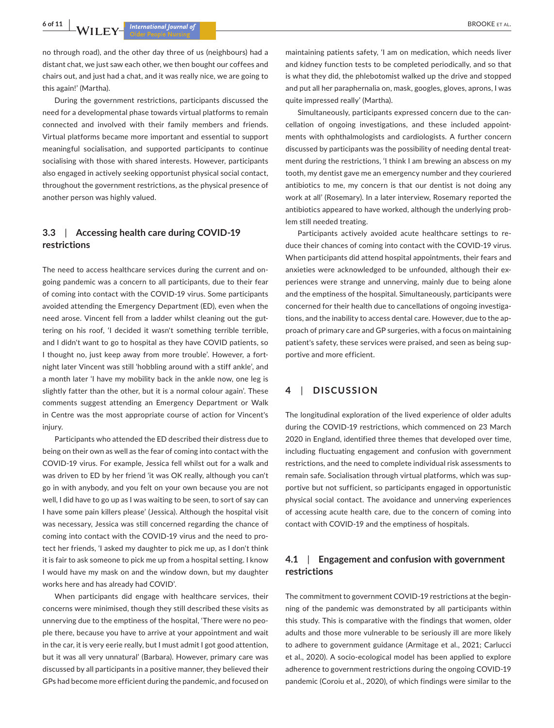no through road), and the other day three of us (neighbours) had a distant chat, we just saw each other, we then bought our coffees and chairs out, and just had a chat, and it was really nice, we are going to this again!' (Martha).

During the government restrictions, participants discussed the need for a developmental phase towards virtual platforms to remain connected and involved with their family members and friends. Virtual platforms became more important and essential to support meaningful socialisation, and supported participants to continue socialising with those with shared interests. However, participants also engaged in actively seeking opportunist physical social contact, throughout the government restrictions, as the physical presence of another person was highly valued.

### 3.3 | Accessing health care during COVID-19 restrictions

The need to access healthcare services during the current and ongoing pandemic was a concern to all participants, due to their fear of coming into contact with the COVID-19 virus. Some participants avoided attending the Emergency Department (ED), even when the need arose. Vincent fell from a ladder whilst cleaning out the guttering on his roof, 'I decided it wasn't something terrible terrible, and I didn't want to go to hospital as they have COVID patients, so I thought no, just keep away from more trouble'. However, a fortnight later Vincent was still 'hobbling around with a stiff ankle', and a month later 'I have my mobility back in the ankle now, one leg is slightly fatter than the other, but it is a normal colour again'. These comments suggest attending an Emergency Department or Walk in Centre was the most appropriate course of action for Vincent's injury.

Participants who attended the ED described their distress due to being on their own as well as the fear of coming into contact with the COVID-19 virus. For example, Jessica fell whilst out for a walk and was driven to ED by her friend 'it was OK really, although you can't go in with anybody, and you felt on your own because you are not well, I did have to go up as I was waiting to be seen, to sort of say can I have some pain killers please' (Jessica). Although the hospital visit was necessary, Jessica was still concerned regarding the chance of coming into contact with the COVID-19 virus and the need to protect her friends, 'I asked my daughter to pick me up, as I don't think it is fair to ask someone to pick me up from a hospital setting. I know I would have my mask on and the window down, but my daughter works here and has already had COVID'.

When participants did engage with healthcare services, their concerns were minimised, though they still described these visits as unnerving due to the emptiness of the hospital, 'There were no people there, because you have to arrive at your appointment and wait in the car, it is very eerie really, but I must admit I got good attention, but it was all very unnatural' (Barbara). However, primary care was discussed by all participants in a positive manner, they believed their GPs had become more efficient during the pandemic, and focused on maintaining patients safety, 'I am on medication, which needs liver and kidney function tests to be completed periodically, and so that is what they did, the phlebotomist walked up the drive and stopped and put all her paraphernalia on, mask, googles, gloves, aprons, I was quite impressed really' (Martha).

Simultaneously, participants expressed concern due to the cancellation of ongoing investigations, and these included appointments with ophthalmologists and cardiologists. A further concern discussed by participants was the possibility of needing dental treatment during the restrictions, 'I think I am brewing an abscess on my tooth, my dentist gave me an emergency number and they couriered antibiotics to me, my concern is that our dentist is not doing any work at all' (Rosemary). In a later interview, Rosemary reported the antibiotics appeared to have worked, although the underlying problem still needed treating.

Participants actively avoided acute healthcare settings to reduce their chances of coming into contact with the COVID-19 virus. When participants did attend hospital appointments, their fears and anxieties were acknowledged to be unfounded, although their experiences were strange and unnerving, mainly due to being alone and the emptiness of the hospital. Simultaneously, participants were concerned for their health due to cancellations of ongoing investigations, and the inability to access dental care. However, due to the approach of primary care and GP surgeries, with a focus on maintaining patient's safety, these services were praised, and seen as being supportive and more efficient.

## 4 | DISCUSSION

The longitudinal exploration of the lived experience of older adults during the COVID-19 restrictions, which commenced on 23 March 2020 in England, identified three themes that developed over time, including fluctuating engagement and confusion with government restrictions, and the need to complete individual risk assessments to remain safe. Socialisation through virtual platforms, which was supportive but not sufficient, so participants engaged in opportunistic physical social contact. The avoidance and unnerving experiences of accessing acute health care, due to the concern of coming into contact with COVID-19 and the emptiness of hospitals.

### 4.1 | Engagement and confusion with government restrictions

The commitment to government COVID-19 restrictions at the beginning of the pandemic was demonstrated by all participants within this study. This is comparative with the findings that women, older adults and those more vulnerable to be seriously ill are more likely to adhere to government guidance (Armitage et al., 2021; Carlucci et al., 2020). A socio-ecological model has been applied to explore adherence to government restrictions during the ongoing COVID-19 pandemic (Coroiu et al., 2020), of which findings were similar to the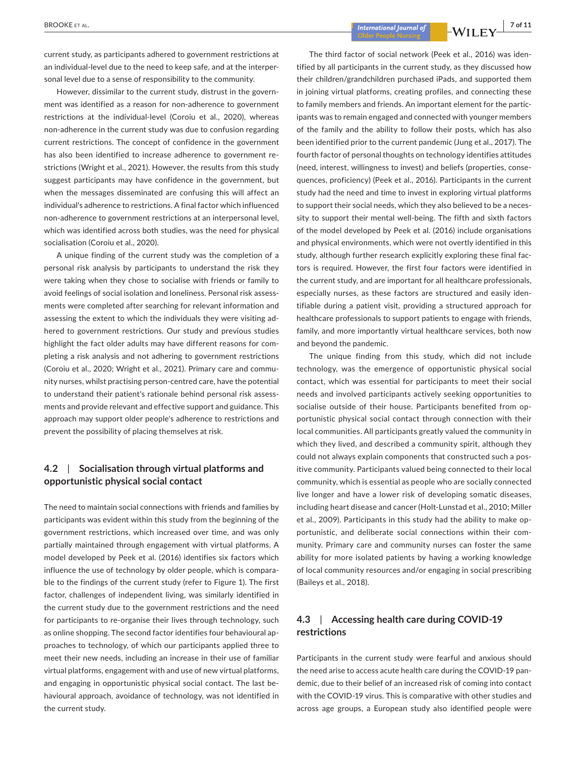current study, as participants adhered to government restrictions at an individual-level due to the need to keep safe, and at the interpersonal level due to a sense of responsibility to the community.

However, dissimilar to the current study, distrust in the government was identified as a reason for non-adherence to government restrictions at the individual-level (Coroiu et al., 2020), whereas non-adherence in the current study was due to confusion regarding current restrictions. The concept of confidence in the government has also been identified to increase adherence to government restrictions (Wright et al., 2021). However, the results from this study suggest participants may have confidence in the government, but when the messages disseminated are confusing this will affect an individual's adherence to restrictions. A final factor which influenced non-adherence to government restrictions at an interpersonal level, which was identified across both studies, was the need for physical socialisation (Coroiu et al., 2020).

A unique finding of the current study was the completion of a personal risk analysis by participants to understand the risk they were taking when they chose to socialise with friends or family to avoid feelings of social isolation and loneliness. Personal risk assessments were completed after searching for relevant information and assessing the extent to which the individuals they were visiting adhered to government restrictions. Our study and previous studies highlight the fact older adults may have different reasons for completing a risk analysis and not adhering to government restrictions (Coroiu et al., 2020; Wright et al., 2021). Primary care and community nurses, whilst practising person-centred care, have the potential to understand their patient's rationale behind personal risk assessments and provide relevant and effective support and guidance. This approach may support older people's adherence to restrictions and prevent the possibility of placing themselves at risk.

### 4.2 | Socialisation through virtual platforms and opportunistic physical social contact

The need to maintain social connections with friends and families by participants was evident within this study from the beginning of the government restrictions, which increased over time, and was only partially maintained through engagement with virtual platforms. A model developed by Peek et al. (2016) identifies six factors which influence the use of technology by older people, which is comparable to the findings of the current study (refer to Figure 1). The first factor, challenges of independent living, was similarly identified in the current study due to the government restrictions and the need for participants to re-organise their lives through technology, such as online shopping. The second factor identifies four behavioural approaches to technology, of which our participants applied three to meet their new needs, including an increase in their use of familiar virtual platforms, engagement with and use of new virtual platforms, and engaging in opportunistic physical social contact. The last behavioural approach, avoidance of technology, was not identified in the current study.

The third factor of social network (Peek et al., 2016) was identified by all participants in the current study, as they discussed how their children/grandchildren purchased iPads, and supported them in joining virtual platforms, creating profiles, and connecting these to family members and friends. An important element for the participants was to remain engaged and connected with younger members of the family and the ability to follow their posts, which has also been identified prior to the current pandemic (Jung et al., 2017). The fourth factor of personal thoughts on technology identifies attitudes (need, interest, willingness to invest) and beliefs (properties, consequences, proficiency) (Peek et al., 2016). Participants in the current study had the need and time to invest in exploring virtual platforms to support their social needs, which they also believed to be a necessity to support their mental well-being. The fifth and sixth factors of the model developed by Peek et al. (2016) include organisations and physical environments, which were not overtly identified in this study, although further research explicitly exploring these final factors is required. However, the first four factors were identified in the current study, and are important for all healthcare professionals, especially nurses, as these factors are structured and easily identifiable during a patient visit, providing a structured approach for healthcare professionals to support patients to engage with friends, family, and more importantly virtual healthcare services, both now and beyond the pandemic.

The unique finding from this study, which did not include technology, was the emergence of opportunistic physical social contact, which was essential for participants to meet their social needs and involved participants actively seeking opportunities to socialise outside of their house. Participants benefited from opportunistic physical social contact through connection with their local communities. All participants greatly valued the community in which they lived, and described a community spirit, although they could not always explain components that constructed such a positive community. Participants valued being connected to their local community, which is essential as people who are socially connected live longer and have a lower risk of developing somatic diseases, including heart disease and cancer (Holt-Lunstad et al., 2010; Miller et al., 2009). Participants in this study had the ability to make opportunistic, and deliberate social connections within their community. Primary care and community nurses can foster the same ability for more isolated patients by having a working knowledge of local community resources and/or engaging in social prescribing (Baileys et al., 2018).

### 4.3 | Accessing health care during COVID-19 restrictions

Participants in the current study were fearful and anxious should the need arise to access acute health care during the COVID-19 pandemic, due to their belief of an increased risk of coming into contact with the COVID-19 virus. This is comparative with other studies and across age groups, a European study also identified people were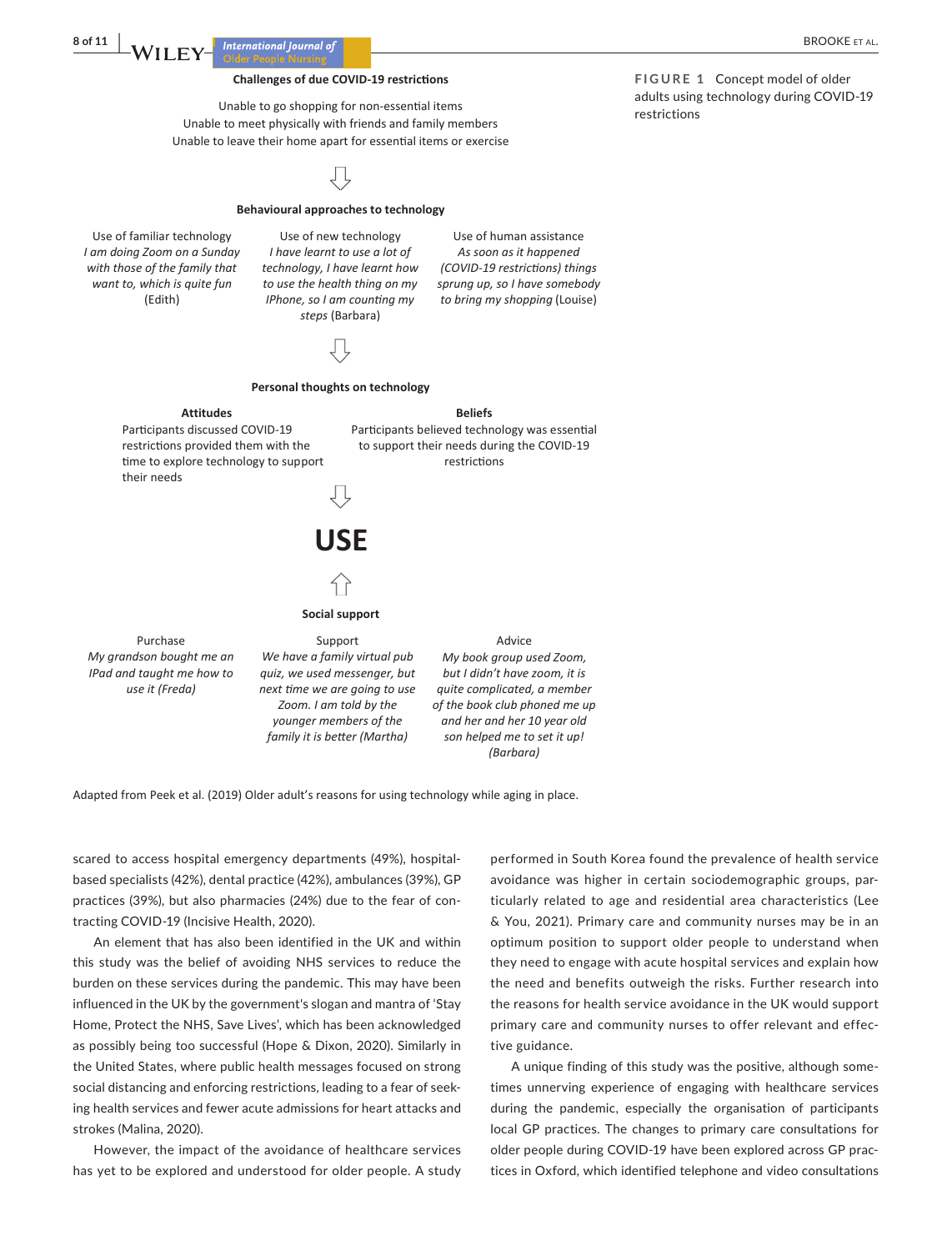**Challenges of due COVID-19 restrictions**

Unable to go shopping for non-essential items
Unable to meet physically with friends and family members
Unable to leave their home apart for essential items or exercise

⇩

**Behavioural approaches to technology**

Use of familiar technology
*I am doing Zoom on a Sunday with those of the family that want to, which is quite fun* (Edith)

Use of new technology
*I have learnt to use a lot of technology, I have learnt how to use the health thing on my IPhone, so I am counting my steps* (Barbara)

Use of human assistance
*As soon as it happened (COVID-19 restrictions) things sprung up, so I have somebody to bring my shopping* (Louise)

⇩

**Personal thoughts on technology**

**Attitudes**
Participants discussed COVID-19 restrictions provided them with the time to explore technology to support their needs

**Beliefs**
Participants believed technology was essential to support their needs during the COVID-19 restrictions

⇩

**USE**

⇧

**Social support**

Purchase
*My grandson bought me an IPad and taught me how to use it (Freda)*

Support
*We have a family virtual pub quiz, we used messenger, but next time we are going to use Zoom. I am told by the younger members of the family it is better (Martha)*

Advice
*My book group used Zoom, but I didn't have zoom, it is quite complicated, a member of the book club phoned me up and her and her 10 year old son helped me to set it up! (Barbara)*

Adapted from Peek et al. (2019) Older adult's reasons for using technology while aging in place.

**FIGURE 1** Concept model of older adults using technology during COVID-19 restrictions

scared to access hospital emergency departments (49%), hospital-based specialists (42%), dental practice (42%), ambulances (39%), GP practices (39%), but also pharmacies (24%) due to the fear of contracting COVID-19 (Incisive Health, 2020).

An element that has also been identified in the UK and within this study was the belief of avoiding NHS services to reduce the burden on these services during the pandemic. This may have been influenced in the UK by the government's slogan and mantra of 'Stay Home, Protect the NHS, Save Lives', which has been acknowledged as possibly being too successful (Hope & Dixon, 2020). Similarly in the United States, where public health messages focused on strong social distancing and enforcing restrictions, leading to a fear of seeking health services and fewer acute admissions for heart attacks and strokes (Malina, 2020).

However, the impact of the avoidance of healthcare services has yet to be explored and understood for older people. A study performed in South Korea found the prevalence of health service avoidance was higher in certain sociodemographic groups, particularly related to age and residential area characteristics (Lee & You, 2021). Primary care and community nurses may be in an optimum position to support older people to understand when they need to engage with acute hospital services and explain how the need and benefits outweigh the risks. Further research into the reasons for health service avoidance in the UK would support primary care and community nurses to offer relevant and effective guidance.

A unique finding of this study was the positive, although sometimes unnerving experience of engaging with healthcare services during the pandemic, especially the organisation of participants local GP practices. The changes to primary care consultations for older people during COVID-19 have been explored across GP practices in Oxford, which identified telephone and video consultations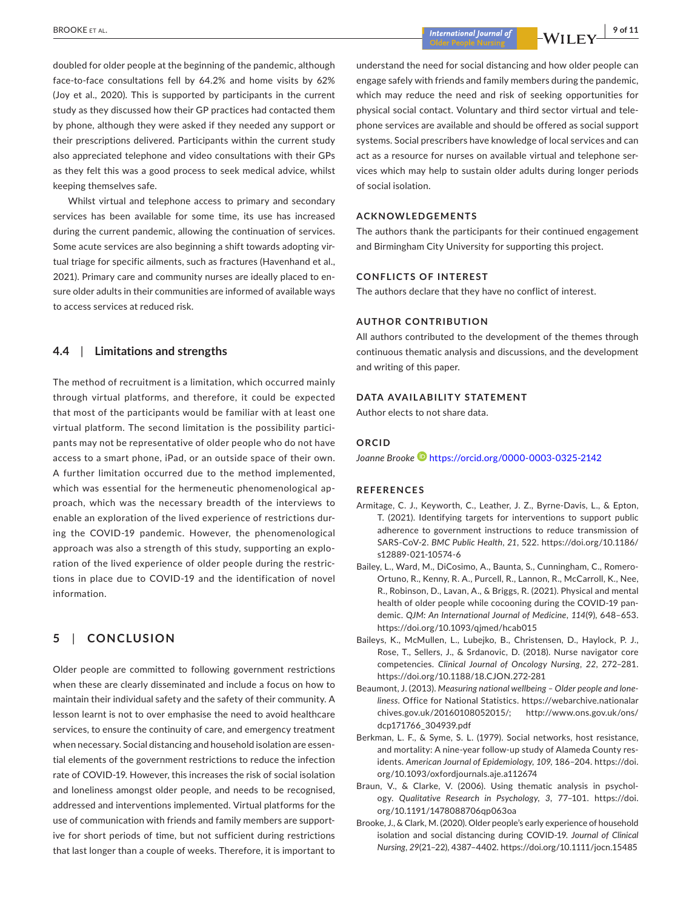doubled for older people at the beginning of the pandemic, although face-to-face consultations fell by 64.2% and home visits by 62% (Joy et al., 2020). This is supported by participants in the current study as they discussed how their GP practices had contacted them by phone, although they were asked if they needed any support or their prescriptions delivered. Participants within the current study also appreciated telephone and video consultations with their GPs as they felt this was a good process to seek medical advice, whilst keeping themselves safe.

Whilst virtual and telephone access to primary and secondary services has been available for some time, its use has increased during the current pandemic, allowing the continuation of services. Some acute services are also beginning a shift towards adopting virtual triage for specific ailments, such as fractures (Havenhand et al., 2021). Primary care and community nurses are ideally placed to ensure older adults in their communities are informed of available ways to access services at reduced risk.

### 4.4 | Limitations and strengths

The method of recruitment is a limitation, which occurred mainly through virtual platforms, and therefore, it could be expected that most of the participants would be familiar with at least one virtual platform. The second limitation is the possibility participants may not be representative of older people who do not have access to a smart phone, iPad, or an outside space of their own. A further limitation occurred due to the method implemented, which was essential for the hermeneutic phenomenological approach, which was the necessary breadth of the interviews to enable an exploration of the lived experience of restrictions during the COVID-19 pandemic. However, the phenomenological approach was also a strength of this study, supporting an exploration of the lived experience of older people during the restrictions in place due to COVID-19 and the identification of novel information.

## 5 | CONCLUSION

Older people are committed to following government restrictions when these are clearly disseminated and include a focus on how to maintain their individual safety and the safety of their community. A lesson learnt is not to over emphasise the need to avoid healthcare services, to ensure the continuity of care, and emergency treatment when necessary. Social distancing and household isolation are essential elements of the government restrictions to reduce the infection rate of COVID-19. However, this increases the risk of social isolation and loneliness amongst older people, and needs to be recognised, addressed and interventions implemented. Virtual platforms for the use of communication with friends and family members are supportive for short periods of time, but not sufficient during restrictions that last longer than a couple of weeks. Therefore, it is important to understand the need for social distancing and how older people can engage safely with friends and family members during the pandemic, which may reduce the need and risk of seeking opportunities for physical social contact. Voluntary and third sector virtual and telephone services are available and should be offered as social support systems. Social prescribers have knowledge of local services and can act as a resource for nurses on available virtual and telephone services which may help to sustain older adults during longer periods of social isolation.

## ACKNOWLEDGEMENTS

The authors thank the participants for their continued engagement and Birmingham City University for supporting this project.

## CONFLICTS OF INTEREST

The authors declare that they have no conflict of interest.

## AUTHOR CONTRIBUTION

All authors contributed to the development of the themes through continuous thematic analysis and discussions, and the development and writing of this paper.

## DATA AVAILABILITY STATEMENT

Author elects to not share data.

## ORCID

*Joanne Brooke* https://orcid.org/0000-0003-0325-2142

## REFERENCES

Armitage, C. J., Keyworth, C., Leather, J. Z., Byrne-Davis, L., & Epton, T. (2021). Identifying targets for interventions to support public adherence to government instructions to reduce transmission of SARS-CoV-2. *BMC Public Health*, *21*, 522. https://doi.org/10.1186/s12889-021-10574-6

Bailey, L., Ward, M., DiCosimo, A., Baunta, S., Cunningham, C., Romero-Ortuno, R., Kenny, R. A., Purcell, R., Lannon, R., McCarroll, K., Nee, R., Robinson, D., Lavan, A., & Briggs, R. (2021). Physical and mental health of older people while cocooning during the COVID-19 pandemic. *QJM: An International Journal of Medicine*, *114*(9), 648–653. https://doi.org/10.1093/qjmed/hcab015

Baileys, K., McMullen, L., Lubejko, B., Christensen, D., Haylock, P. J., Rose, T., Sellers, J., & Srdanovic, D. (2018). Nurse navigator core competencies. *Clinical Journal of Oncology Nursing*, *22*, 272–281. https://doi.org/10.1188/18.CJON.272-281

Beaumont, J. (2013). *Measuring national wellbeing – Older people and loneliness*. Office for National Statistics. https://webarchive.nationalarchives.gov.uk/20160108052015/; http://www.ons.gov.uk/ons/dcp171766_304939.pdf

Berkman, L. F., & Syme, S. L. (1979). Social networks, host resistance, and mortality: A nine-year follow-up study of Alameda County residents. *American Journal of Epidemiology*, *109*, 186–204. https://doi.org/10.1093/oxfordjournals.aje.a112674

Braun, V., & Clarke, V. (2006). Using thematic analysis in psychology. *Qualitative Research in Psychology*, *3*, 77–101. https://doi.org/10.1191/1478088706qp063oa

Brooke, J., & Clark, M. (2020). Older people's early experience of household isolation and social distancing during COVID-19. *Journal of Clinical Nursing*, *29*(21–22), 4387–4402. https://doi.org/10.1111/jocn.15485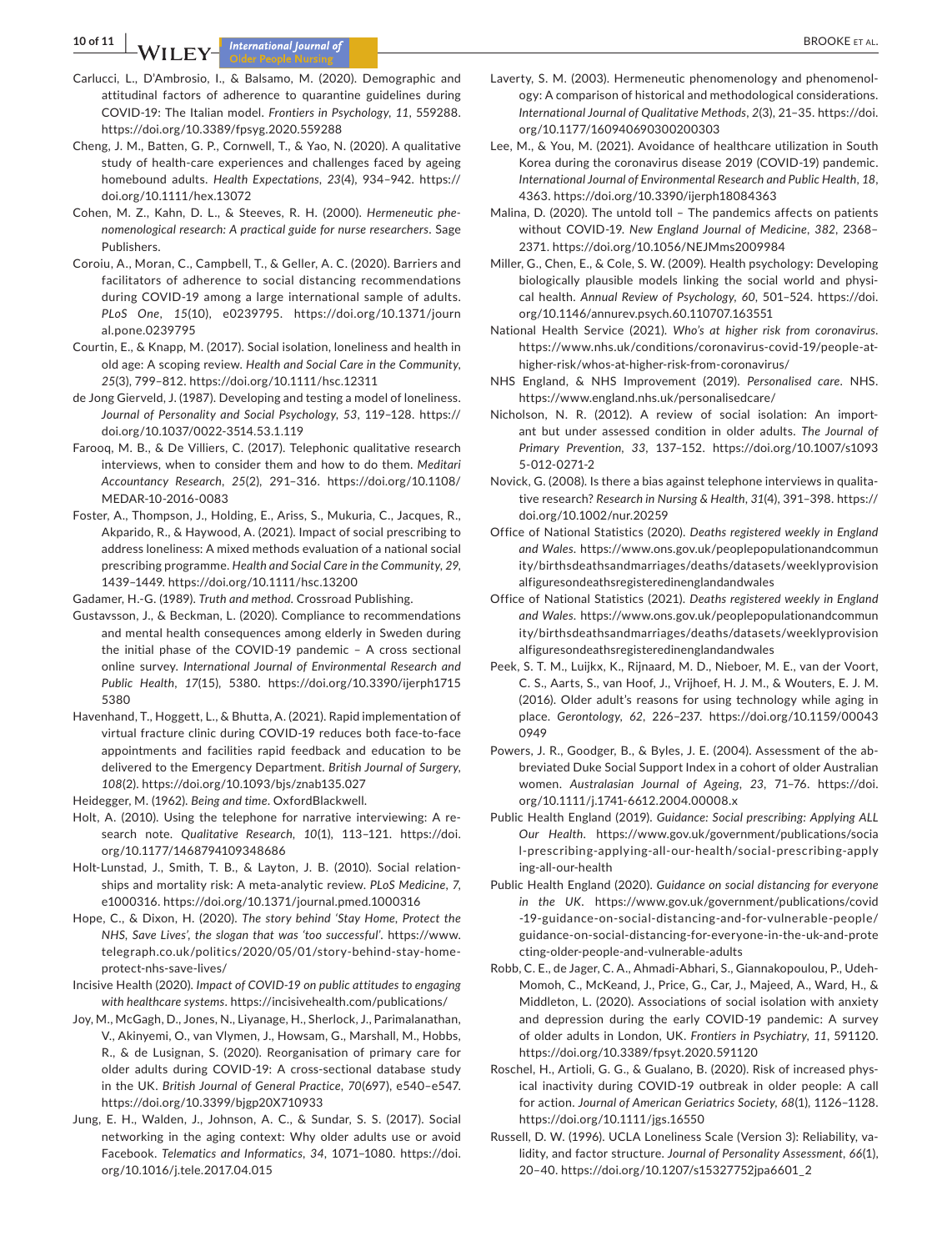Carlucci, L., D'Ambrosio, I., & Balsamo, M. (2020). Demographic and attitudinal factors of adherence to quarantine guidelines during COVID-19: The Italian model. *Frontiers in Psychology*, *11*, 559288. https://doi.org/10.3389/fpsyg.2020.559288

Cheng, J. M., Batten, G. P., Cornwell, T., & Yao, N. (2020). A qualitative study of health-care experiences and challenges faced by ageing homebound adults. *Health Expectations*, *23*(4), 934–942. https://doi.org/10.1111/hex.13072

Cohen, M. Z., Kahn, D. L., & Steeves, R. H. (2000). *Hermeneutic phenomenological research: A practical guide for nurse researchers*. Sage Publishers.

Coroiu, A., Moran, C., Campbell, T., & Geller, A. C. (2020). Barriers and facilitators of adherence to social distancing recommendations during COVID-19 among a large international sample of adults. *PLoS One*, *15*(10), e0239795. https://doi.org/10.1371/journal.pone.0239795

Courtin, E., & Knapp, M. (2017). Social isolation, loneliness and health in old age: A scoping review. *Health and Social Care in the Community*, *25*(3), 799–812. https://doi.org/10.1111/hsc.12311

de Jong Gierveld, J. (1987). Developing and testing a model of loneliness. *Journal of Personality and Social Psychology*, *53*, 119–128. https://doi.org/10.1037/0022-3514.53.1.119

Farooq, M. B., & De Villiers, C. (2017). Telephonic qualitative research interviews, when to consider them and how to do them. *Meditari Accountancy Research*, *25*(2), 291–316. https://doi.org/10.1108/MEDAR-10-2016-0083

Foster, A., Thompson, J., Holding, E., Ariss, S., Mukuria, C., Jacques, R., Akparido, R., & Haywood, A. (2021). Impact of social prescribing to address loneliness: A mixed methods evaluation of a national social prescribing programme. *Health and Social Care in the Community*, *29*, 1439–1449. https://doi.org/10.1111/hsc.13200

Gadamer, H.-G. (1989). *Truth and method*. Crossroad Publishing.

Gustavsson, J., & Beckman, L. (2020). Compliance to recommendations and mental health consequences among elderly in Sweden during the initial phase of the COVID-19 pandemic – A cross sectional online survey. *International Journal of Environmental Research and Public Health*, *17*(15), 5380. https://doi.org/10.3390/ijerph17155380

Havenhand, T., Hoggett, L., & Bhutta, A. (2021). Rapid implementation of virtual fracture clinic during COVID-19 reduces both face-to-face appointments and facilities rapid feedback and education to be delivered to the Emergency Department. *British Journal of Surgery*, *108*(2). https://doi.org/10.1093/bjs/znab135.027

Heidegger, M. (1962). *Being and time*. OxfordBlackwell.

Holt, A. (2010). Using the telephone for narrative interviewing: A research note. *Qualitative Research*, *10*(1), 113–121. https://doi.org/10.1177/1468794109348686

Holt-Lunstad, J., Smith, T. B., & Layton, J. B. (2010). Social relationships and mortality risk: A meta-analytic review. *PLoS Medicine*, *7*, e1000316. https://doi.org/10.1371/journal.pmed.1000316

Hope, C., & Dixon, H. (2020). *The story behind 'Stay Home, Protect the NHS, Save Lives', the slogan that was 'too successful'*. https://www.telegraph.co.uk/politics/2020/05/01/story-behind-stay-home-protect-nhs-save-lives/

Incisive Health (2020). *Impact of COVID-19 on public attitudes to engaging with healthcare systems*. https://incisivehealth.com/publications/

Joy, M., McGagh, D., Jones, N., Liyanage, H., Sherlock, J., Parimalanathan, V., Akinyemi, O., van Vlymen, J., Howsam, G., Marshall, M., Hobbs, R., & de Lusignan, S. (2020). Reorganisation of primary care for older adults during COVID-19: A cross-sectional database study in the UK. *British Journal of General Practice*, *70*(697), e540–e547. https://doi.org/10.3399/bjgp20X710933

Jung, E. H., Walden, J., Johnson, A. C., & Sundar, S. S. (2017). Social networking in the aging context: Why older adults use or avoid Facebook. *Telematics and Informatics*, *34*, 1071–1080. https://doi.org/10.1016/j.tele.2017.04.015

Laverty, S. M. (2003). Hermeneutic phenomenology and phenomenology: A comparison of historical and methodological considerations. *International Journal of Qualitative Methods*, *2*(3), 21–35. https://doi.org/10.1177/160940690300200303

Lee, M., & You, M. (2021). Avoidance of healthcare utilization in South Korea during the coronavirus disease 2019 (COVID-19) pandemic. *International Journal of Environmental Research and Public Health*, *18*, 4363. https://doi.org/10.3390/ijerph18084363

Malina, D. (2020). The untold toll – The pandemics affects on patients without COVID-19. *New England Journal of Medicine*, *382*, 2368–2371. https://doi.org/10.1056/NEJMms2009984

Miller, G., Chen, E., & Cole, S. W. (2009). Health psychology: Developing biologically plausible models linking the social world and physical health. *Annual Review of Psychology*, *60*, 501–524. https://doi.org/10.1146/annurev.psych.60.110707.163551

National Health Service (2021). *Who's at higher risk from coronavirus*. https://www.nhs.uk/conditions/coronavirus-covid-19/people-at-higher-risk/whos-at-higher-risk-from-coronavirus/

NHS England, & NHS Improvement (2019). *Personalised care*. NHS. https://www.england.nhs.uk/personalisedcare/

Nicholson, N. R. (2012). A review of social isolation: An important but under assessed condition in older adults. *The Journal of Primary Prevention*, *33*, 137–152. https://doi.org/10.1007/s10935-012-0271-2

Novick, G. (2008). Is there a bias against telephone interviews in qualitative research? *Research in Nursing & Health*, *31*(4), 391–398. https://doi.org/10.1002/nur.20259

Office of National Statistics (2020). *Deaths registered weekly in England and Wales*. https://www.ons.gov.uk/peoplepopulationandcommunity/birthsdeathsandmarriages/deaths/datasets/weeklyprovisionalfiguresondeathsregisteredinenglandandwales

Office of National Statistics (2021). *Deaths registered weekly in England and Wales*. https://www.ons.gov.uk/peoplepopulationandcommunity/birthsdeathsandmarriages/deaths/datasets/weeklyprovisionalfiguresondeathsregisteredinenglandandwales

Peek, S. T. M., Luijkx, K., Rijnaard, M. D., Nieboer, M. E., van der Voort, C. S., Aarts, S., van Hoof, J., Vrijhoef, H. J. M., & Wouters, E. J. M. (2016). Older adult's reasons for using technology while aging in place. *Gerontology*, *62*, 226–237. https://doi.org/10.1159/000430949

Powers, J. R., Goodger, B., & Byles, J. E. (2004). Assessment of the abbreviated Duke Social Support Index in a cohort of older Australian women. *Australasian Journal of Ageing*, *23*, 71–76. https://doi.org/10.1111/j.1741-6612.2004.00008.x

Public Health England (2019). *Guidance: Social prescribing: Applying ALL Our Health*. https://www.gov.uk/government/publications/social-prescribing-applying-all-our-health/social-prescribing-applying-all-our-health

Public Health England (2020). *Guidance on social distancing for everyone in the UK*. https://www.gov.uk/government/publications/covid-19-guidance-on-social-distancing-and-for-vulnerable-people/guidance-on-social-distancing-for-everyone-in-the-uk-and-protecting-older-people-and-vulnerable-adults

Robb, C. E., de Jager, C. A., Ahmadi-Abhari, S., Giannakopoulou, P., Udeh-Momoh, C., McKeand, J., Price, G., Car, J., Majeed, A., Ward, H., & Middleton, L. (2020). Associations of social isolation with anxiety and depression during the early COVID-19 pandemic: A survey of older adults in London, UK. *Frontiers in Psychiatry*, *11*, 591120. https://doi.org/10.3389/fpsyt.2020.591120

Roschel, H., Artioli, G. G., & Gualano, B. (2020). Risk of increased physical inactivity during COVID-19 outbreak in older people: A call for action. *Journal of American Geriatrics Society*, *68*(1), 1126–1128. https://doi.org/10.1111/jgs.16550

Russell, D. W. (1996). UCLA Loneliness Scale (Version 3): Reliability, validity, and factor structure. *Journal of Personality Assessment*, *66*(1), 20–40. https://doi.org/10.1207/s15327752jpa6601_2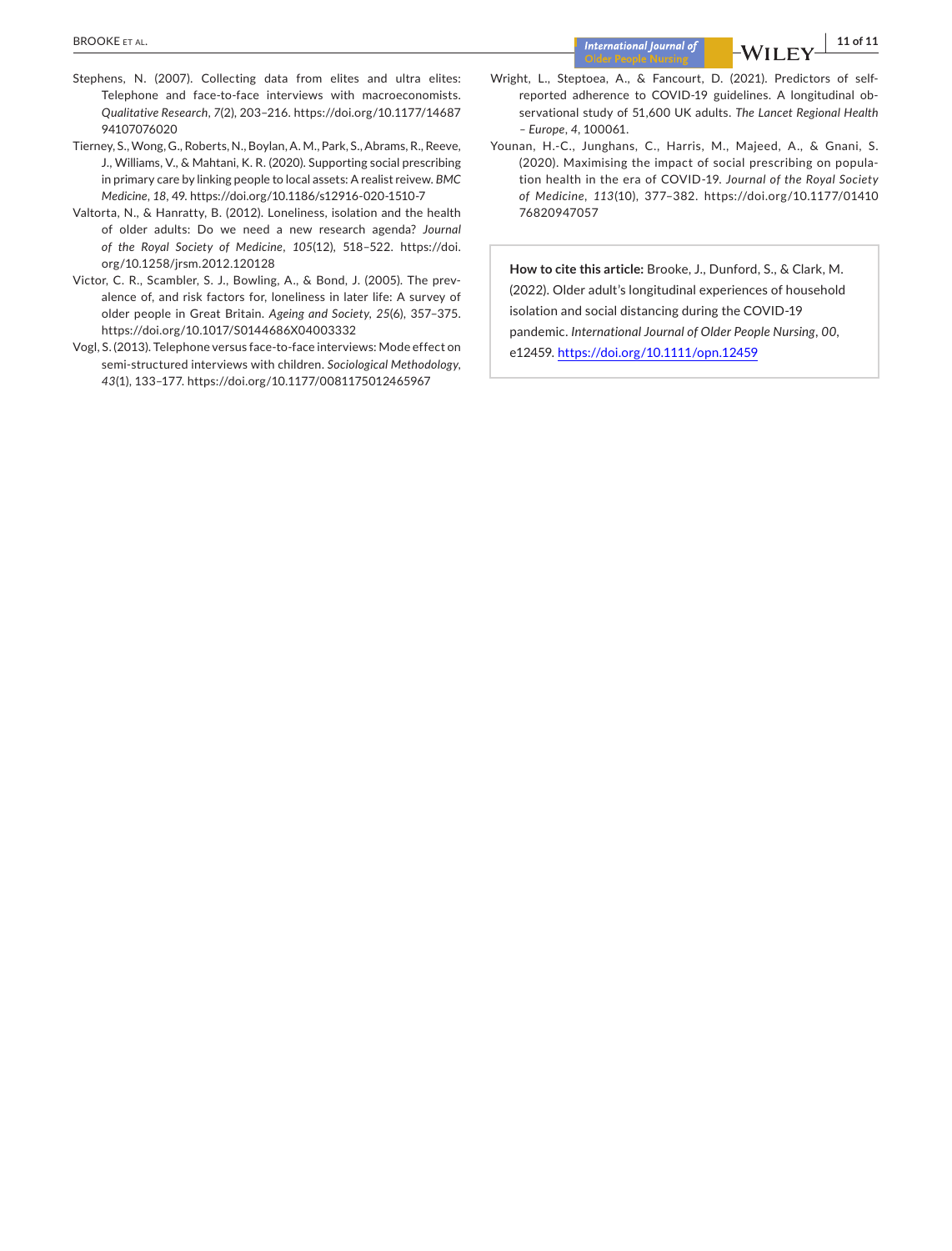Stephens, N. (2007). Collecting data from elites and ultra elites: Telephone and face-to-face interviews with macroeconomists. *Qualitative Research*, *7*(2), 203–216. https://doi.org/10.1177/1468794107076020

Tierney, S., Wong, G., Roberts, N., Boylan, A. M., Park, S., Abrams, R., Reeve, J., Williams, V., & Mahtani, K. R. (2020). Supporting social prescribing in primary care by linking people to local assets: A realist reivew. *BMC Medicine*, *18*, 49. https://doi.org/10.1186/s12916-020-1510-7

Valtorta, N., & Hanratty, B. (2012). Loneliness, isolation and the health of older adults: Do we need a new research agenda? *Journal of the Royal Society of Medicine*, *105*(12), 518–522. https://doi.org/10.1258/jrsm.2012.120128

Victor, C. R., Scambler, S. J., Bowling, A., & Bond, J. (2005). The prevalence of, and risk factors for, loneliness in later life: A survey of older people in Great Britain. *Ageing and Society*, *25*(6), 357–375. https://doi.org/10.1017/S0144686X04003332

Vogl, S. (2013). Telephone versus face-to-face interviews: Mode effect on semi-structured interviews with children. *Sociological Methodology*, *43*(1), 133–177. https://doi.org/10.1177/0081175012465967

Wright, L., Steptoea, A., & Fancourt, D. (2021). Predictors of self-reported adherence to COVID-19 guidelines. A longitudinal observational study of 51,600 UK adults. *The Lancet Regional Health – Europe*, *4*, 100061.

Younan, H.-C., Junghans, C., Harris, M., Majeed, A., & Gnani, S. (2020). Maximising the impact of social prescribing on population health in the era of COVID-19. *Journal of the Royal Society of Medicine*, *113*(10), 377–382. https://doi.org/10.1177/0141076820947057

**How to cite this article:** Brooke, J., Dunford, S., & Clark, M. (2022). Older adult's longitudinal experiences of household isolation and social distancing during the COVID-19 pandemic. *International Journal of Older People Nursing*, *00*, e12459. https://doi.org/10.1111/opn.12459